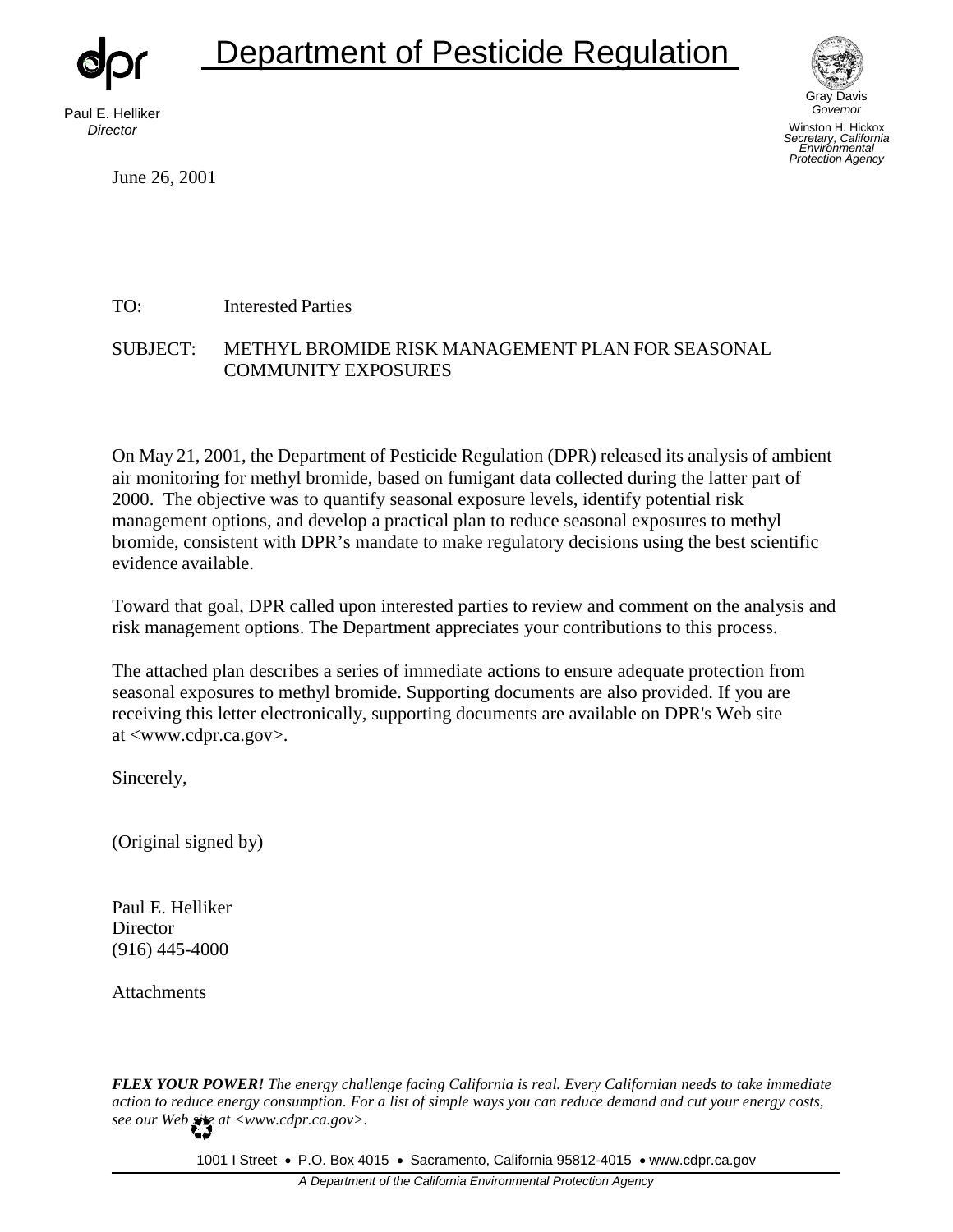# Department of Pesticide Regulation

Paul E. Helliker
*Director*

Gray Davis
*Governor*

Winston H. Hickox
*Secretary, California Environmental Protection Agency*

June 26, 2001

TO: Interested Parties

SUBJECT: METHYL BROMIDE RISK MANAGEMENT PLAN FOR SEASONAL COMMUNITY EXPOSURES

On May 21, 2001, the Department of Pesticide Regulation (DPR) released its analysis of ambient air monitoring for methyl bromide, based on fumigant data collected during the latter part of 2000. The objective was to quantify seasonal exposure levels, identify potential risk management options, and develop a practical plan to reduce seasonal exposures to methyl bromide, consistent with DPR's mandate to make regulatory decisions using the best scientific evidence available.

Toward that goal, DPR called upon interested parties to review and comment on the analysis and risk management options. The Department appreciates your contributions to this process.

The attached plan describes a series of immediate actions to ensure adequate protection from seasonal exposures to methyl bromide. Supporting documents are also provided. If you are receiving this letter electronically, supporting documents are available on DPR's Web site at <www.cdpr.ca.gov>.

Sincerely,

(Original signed by)

Paul E. Helliker
Director
(916) 445-4000

Attachments

***FLEX YOUR POWER!*** *The energy challenge facing California is real. Every Californian needs to take immediate action to reduce energy consumption. For a list of simple ways you can reduce demand and cut your energy costs, see our Web site at <www.cdpr.ca.gov>.*

1001 I Street • P.O. Box 4015 • Sacramento, California 95812-4015 • www.cdpr.ca.gov

*A Department of the California Environmental Protection Agency*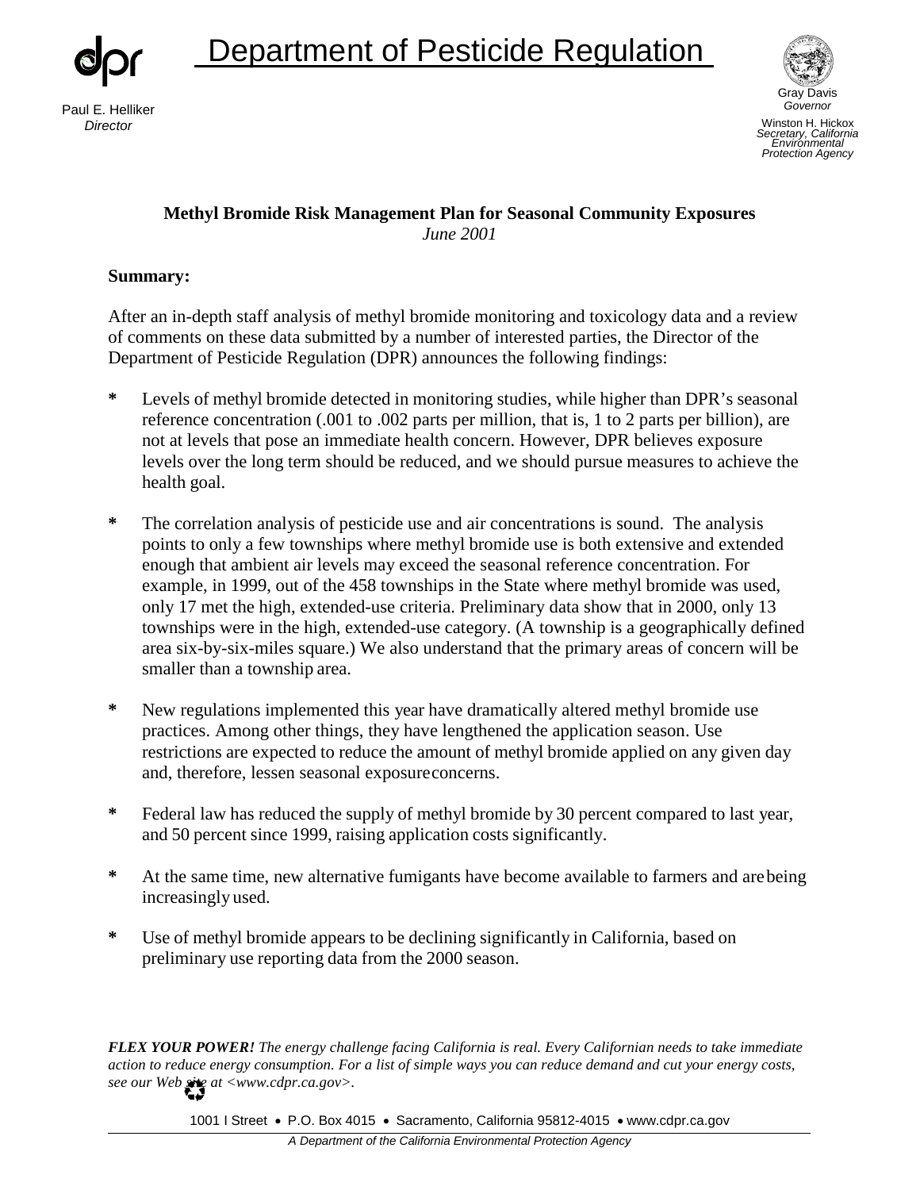# Department of Pesticide Regulation

Paul E. Helliker
*Director*

Gray Davis
*Governor*

Winston H. Hickox
*Secretary, California Environmental Protection Agency*

**Methyl Bromide Risk Management Plan for Seasonal Community Exposures**
*June 2001*

**Summary:**

After an in-depth staff analysis of methyl bromide monitoring and toxicology data and a review of comments on these data submitted by a number of interested parties, the Director of the Department of Pesticide Regulation (DPR) announces the following findings:

- **\*** Levels of methyl bromide detected in monitoring studies, while higher than DPR's seasonal reference concentration (.001 to .002 parts per million, that is, 1 to 2 parts per billion), are not at levels that pose an immediate health concern. However, DPR believes exposure levels over the long term should be reduced, and we should pursue measures to achieve the health goal.

- **\*** The correlation analysis of pesticide use and air concentrations is sound. The analysis points to only a few townships where methyl bromide use is both extensive and extended enough that ambient air levels may exceed the seasonal reference concentration. For example, in 1999, out of the 458 townships in the State where methyl bromide was used, only 17 met the high, extended-use criteria. Preliminary data show that in 2000, only 13 townships were in the high, extended-use category. (A township is a geographically defined area six-by-six-miles square.) We also understand that the primary areas of concern will be smaller than a township area.

- **\*** New regulations implemented this year have dramatically altered methyl bromide use practices. Among other things, they have lengthened the application season. Use restrictions are expected to reduce the amount of methyl bromide applied on any given day and, therefore, lessen seasonal exposure concerns.

- **\*** Federal law has reduced the supply of methyl bromide by 30 percent compared to last year, and 50 percent since 1999, raising application costs significantly.

- **\*** At the same time, new alternative fumigants have become available to farmers and are being increasingly used.

- **\*** Use of methyl bromide appears to be declining significantly in California, based on preliminary use reporting data from the 2000 season.

***FLEX YOUR POWER!*** *The energy challenge facing California is real. Every Californian needs to take immediate action to reduce energy consumption. For a list of simple ways you can reduce demand and cut your energy costs, see our Web site at <www.cdpr.ca.gov>.*

1001 I Street • P.O. Box 4015 • Sacramento, California 95812-4015 • www.cdpr.ca.gov

*A Department of the California Environmental Protection Agency*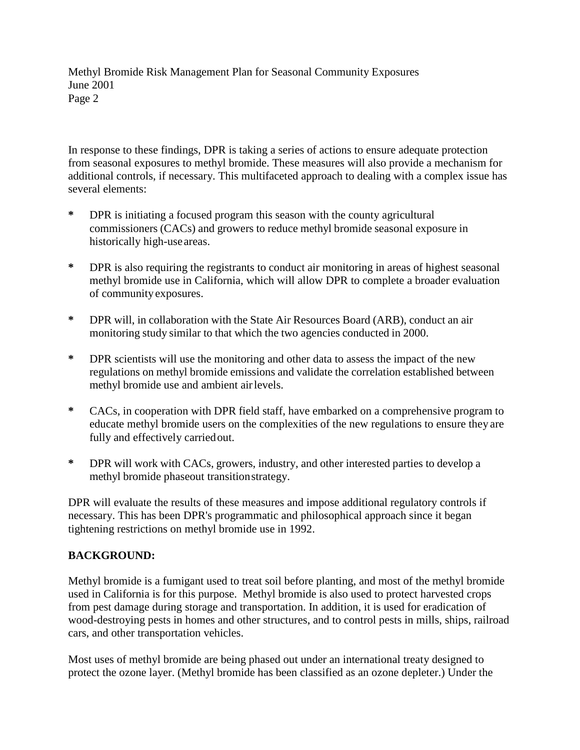In response to these findings, DPR is taking a series of actions to ensure adequate protection from seasonal exposures to methyl bromide. These measures will also provide a mechanism for additional controls, if necessary. This multifaceted approach to dealing with a complex issue has several elements:

- DPR is initiating a focused program this season with the county agricultural commissioners (CACs) and growers to reduce methyl bromide seasonal exposure in historically high-use areas.
- DPR is also requiring the registrants to conduct air monitoring in areas of highest seasonal methyl bromide use in California, which will allow DPR to complete a broader evaluation of community exposures.
- DPR will, in collaboration with the State Air Resources Board (ARB), conduct an air monitoring study similar to that which the two agencies conducted in 2000.
- DPR scientists will use the monitoring and other data to assess the impact of the new regulations on methyl bromide emissions and validate the correlation established between methyl bromide use and ambient air levels.
- CACs, in cooperation with DPR field staff, have embarked on a comprehensive program to educate methyl bromide users on the complexities of the new regulations to ensure they are fully and effectively carried out.
- DPR will work with CACs, growers, industry, and other interested parties to develop a methyl bromide phaseout transition strategy.

DPR will evaluate the results of these measures and impose additional regulatory controls if necessary. This has been DPR's programmatic and philosophical approach since it began tightening restrictions on methyl bromide use in 1992.

**BACKGROUND:**

Methyl bromide is a fumigant used to treat soil before planting, and most of the methyl bromide used in California is for this purpose. Methyl bromide is also used to protect harvested crops from pest damage during storage and transportation. In addition, it is used for eradication of wood-destroying pests in homes and other structures, and to control pests in mills, ships, railroad cars, and other transportation vehicles.

Most uses of methyl bromide are being phased out under an international treaty designed to protect the ozone layer. (Methyl bromide has been classified as an ozone depleter.) Under the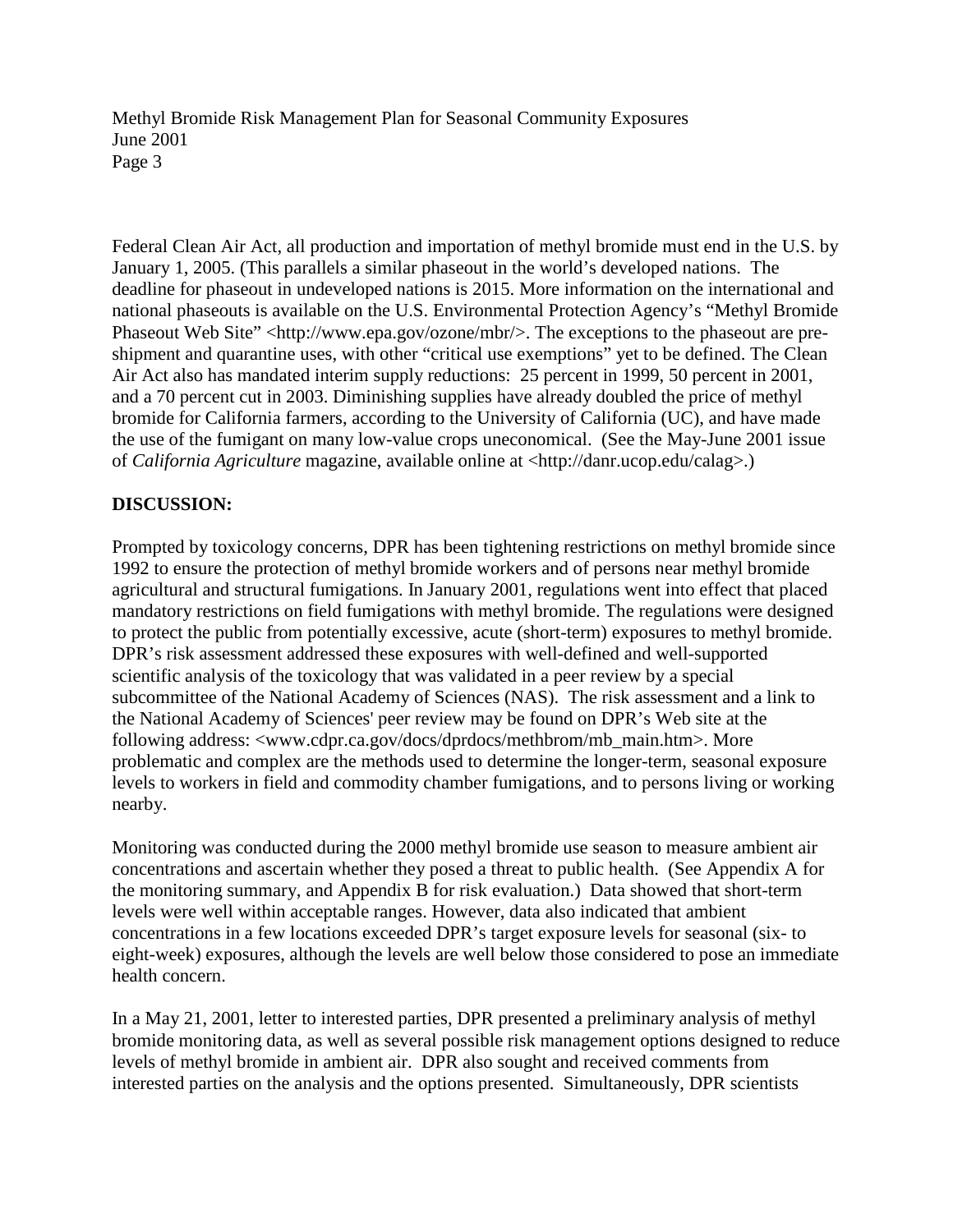Federal Clean Air Act, all production and importation of methyl bromide must end in the U.S. by January 1, 2005. (This parallels a similar phaseout in the world's developed nations. The deadline for phaseout in undeveloped nations is 2015. More information on the international and national phaseouts is available on the U.S. Environmental Protection Agency's "Methyl Bromide Phaseout Web Site" <http://www.epa.gov/ozone/mbr/>. The exceptions to the phaseout are pre-shipment and quarantine uses, with other "critical use exemptions" yet to be defined. The Clean Air Act also has mandated interim supply reductions: 25 percent in 1999, 50 percent in 2001, and a 70 percent cut in 2003. Diminishing supplies have already doubled the price of methyl bromide for California farmers, according to the University of California (UC), and have made the use of the fumigant on many low-value crops uneconomical. (See the May-June 2001 issue of *California Agriculture* magazine, available online at <http://danr.ucop.edu/calag>.)

**DISCUSSION:**

Prompted by toxicology concerns, DPR has been tightening restrictions on methyl bromide since 1992 to ensure the protection of methyl bromide workers and of persons near methyl bromide agricultural and structural fumigations. In January 2001, regulations went into effect that placed mandatory restrictions on field fumigations with methyl bromide. The regulations were designed to protect the public from potentially excessive, acute (short-term) exposures to methyl bromide. DPR's risk assessment addressed these exposures with well-defined and well-supported scientific analysis of the toxicology that was validated in a peer review by a special subcommittee of the National Academy of Sciences (NAS). The risk assessment and a link to the National Academy of Sciences' peer review may be found on DPR's Web site at the following address: <www.cdpr.ca.gov/docs/dprdocs/methbrom/mb_main.htm>. More problematic and complex are the methods used to determine the longer-term, seasonal exposure levels to workers in field and commodity chamber fumigations, and to persons living or working nearby.

Monitoring was conducted during the 2000 methyl bromide use season to measure ambient air concentrations and ascertain whether they posed a threat to public health. (See Appendix A for the monitoring summary, and Appendix B for risk evaluation.) Data showed that short-term levels were well within acceptable ranges. However, data also indicated that ambient concentrations in a few locations exceeded DPR's target exposure levels for seasonal (six- to eight-week) exposures, although the levels are well below those considered to pose an immediate health concern.

In a May 21, 2001, letter to interested parties, DPR presented a preliminary analysis of methyl bromide monitoring data, as well as several possible risk management options designed to reduce levels of methyl bromide in ambient air. DPR also sought and received comments from interested parties on the analysis and the options presented. Simultaneously, DPR scientists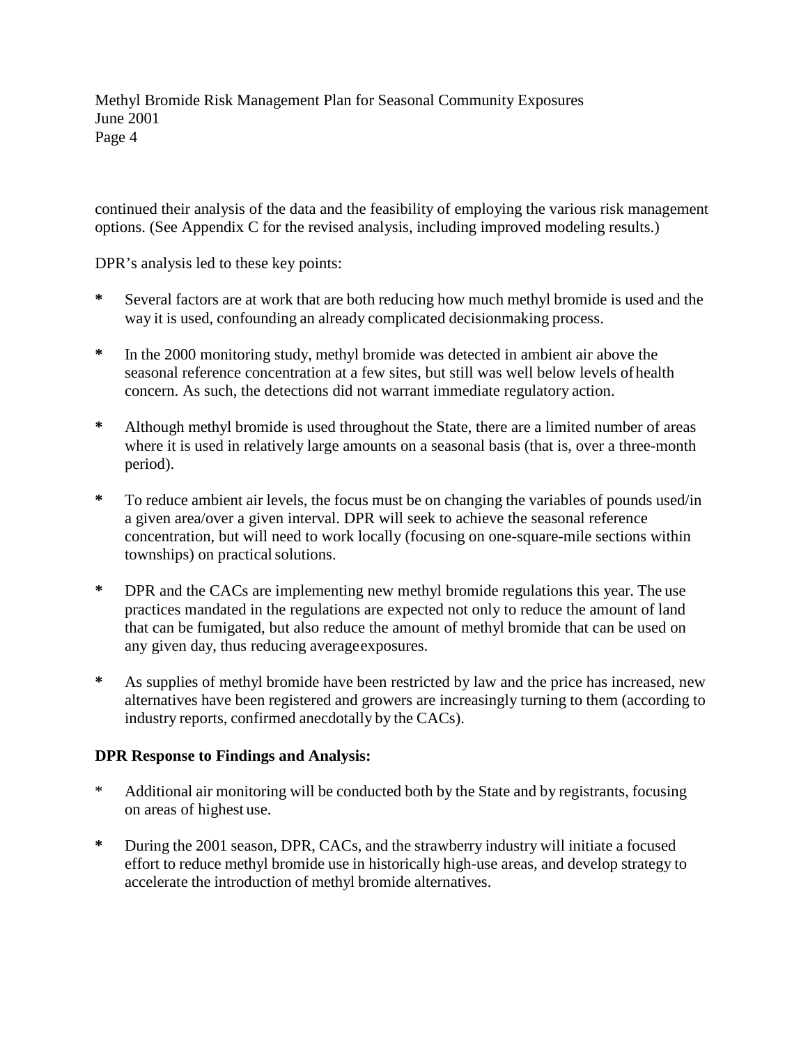continued their analysis of the data and the feasibility of employing the various risk management options. (See Appendix C for the revised analysis, including improved modeling results.)

DPR's analysis led to these key points:

- Several factors are at work that are both reducing how much methyl bromide is used and the way it is used, confounding an already complicated decisionmaking process.

- In the 2000 monitoring study, methyl bromide was detected in ambient air above the seasonal reference concentration at a few sites, but still was well below levels of health concern. As such, the detections did not warrant immediate regulatory action.

- Although methyl bromide is used throughout the State, there are a limited number of areas where it is used in relatively large amounts on a seasonal basis (that is, over a three-month period).

- To reduce ambient air levels, the focus must be on changing the variables of pounds used/in a given area/over a given interval. DPR will seek to achieve the seasonal reference concentration, but will need to work locally (focusing on one-square-mile sections within townships) on practical solutions.

- DPR and the CACs are implementing new methyl bromide regulations this year. The use practices mandated in the regulations are expected not only to reduce the amount of land that can be fumigated, but also reduce the amount of methyl bromide that can be used on any given day, thus reducing average exposures.

- As supplies of methyl bromide have been restricted by law and the price has increased, new alternatives have been registered and growers are increasingly turning to them (according to industry reports, confirmed anecdotally by the CACs).

**DPR Response to Findings and Analysis:**

- Additional air monitoring will be conducted both by the State and by registrants, focusing on areas of highest use.

- During the 2001 season, DPR, CACs, and the strawberry industry will initiate a focused effort to reduce methyl bromide use in historically high-use areas, and develop strategy to accelerate the introduction of methyl bromide alternatives.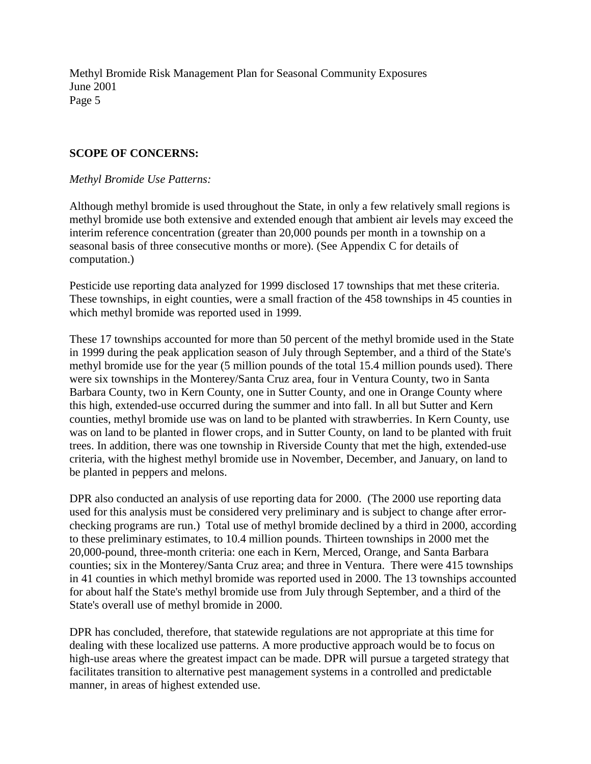**SCOPE OF CONCERNS:**

*Methyl Bromide Use Patterns:*

Although methyl bromide is used throughout the State, in only a few relatively small regions is methyl bromide use both extensive and extended enough that ambient air levels may exceed the interim reference concentration (greater than 20,000 pounds per month in a township on a seasonal basis of three consecutive months or more). (See Appendix C for details of computation.)

Pesticide use reporting data analyzed for 1999 disclosed 17 townships that met these criteria. These townships, in eight counties, were a small fraction of the 458 townships in 45 counties in which methyl bromide was reported used in 1999.

These 17 townships accounted for more than 50 percent of the methyl bromide used in the State in 1999 during the peak application season of July through September, and a third of the State's methyl bromide use for the year (5 million pounds of the total 15.4 million pounds used). There were six townships in the Monterey/Santa Cruz area, four in Ventura County, two in Santa Barbara County, two in Kern County, one in Sutter County, and one in Orange County where this high, extended-use occurred during the summer and into fall. In all but Sutter and Kern counties, methyl bromide use was on land to be planted with strawberries. In Kern County, use was on land to be planted in flower crops, and in Sutter County, on land to be planted with fruit trees. In addition, there was one township in Riverside County that met the high, extended-use criteria, with the highest methyl bromide use in November, December, and January, on land to be planted in peppers and melons.

DPR also conducted an analysis of use reporting data for 2000. (The 2000 use reporting data used for this analysis must be considered very preliminary and is subject to change after error-checking programs are run.) Total use of methyl bromide declined by a third in 2000, according to these preliminary estimates, to 10.4 million pounds. Thirteen townships in 2000 met the 20,000-pound, three-month criteria: one each in Kern, Merced, Orange, and Santa Barbara counties; six in the Monterey/Santa Cruz area; and three in Ventura. There were 415 townships in 41 counties in which methyl bromide was reported used in 2000. The 13 townships accounted for about half the State's methyl bromide use from July through September, and a third of the State's overall use of methyl bromide in 2000.

DPR has concluded, therefore, that statewide regulations are not appropriate at this time for dealing with these localized use patterns. A more productive approach would be to focus on high-use areas where the greatest impact can be made. DPR will pursue a targeted strategy that facilitates transition to alternative pest management systems in a controlled and predictable manner, in areas of highest extended use.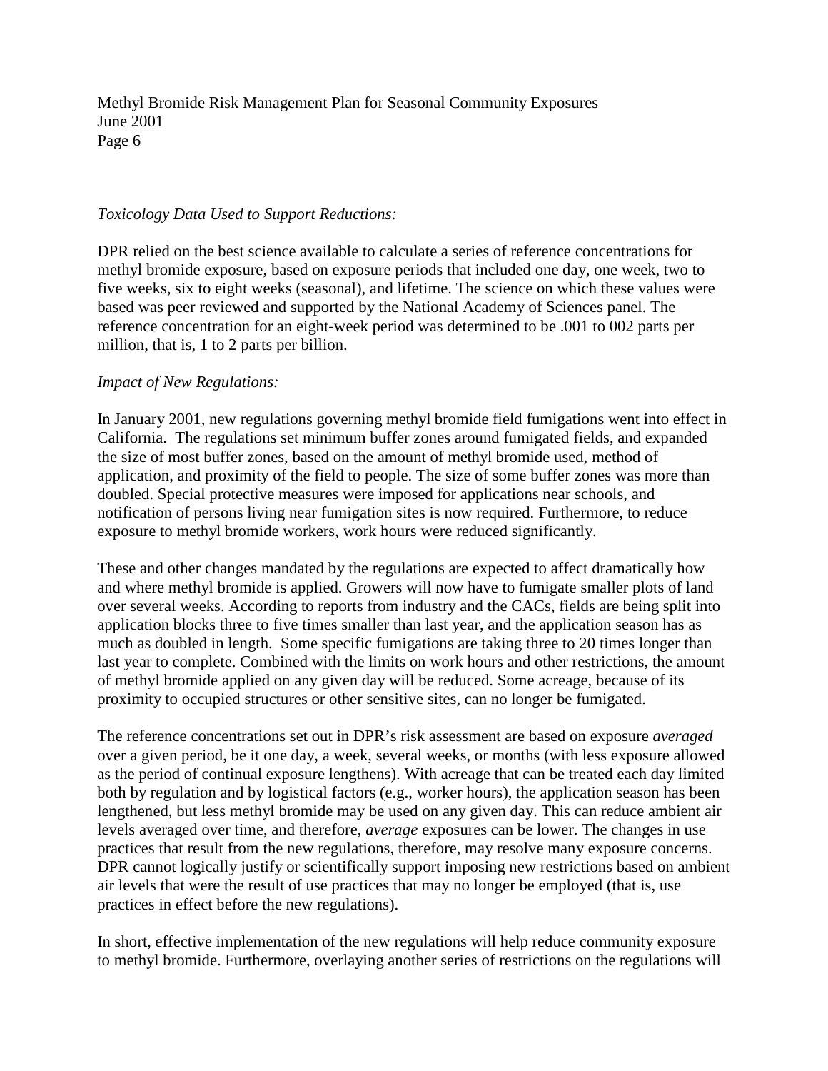*Toxicology Data Used to Support Reductions:*

DPR relied on the best science available to calculate a series of reference concentrations for methyl bromide exposure, based on exposure periods that included one day, one week, two to five weeks, six to eight weeks (seasonal), and lifetime. The science on which these values were based was peer reviewed and supported by the National Academy of Sciences panel. The reference concentration for an eight-week period was determined to be .001 to 002 parts per million, that is, 1 to 2 parts per billion.

*Impact of New Regulations:*

In January 2001, new regulations governing methyl bromide field fumigations went into effect in California. The regulations set minimum buffer zones around fumigated fields, and expanded the size of most buffer zones, based on the amount of methyl bromide used, method of application, and proximity of the field to people. The size of some buffer zones was more than doubled. Special protective measures were imposed for applications near schools, and notification of persons living near fumigation sites is now required. Furthermore, to reduce exposure to methyl bromide workers, work hours were reduced significantly.

These and other changes mandated by the regulations are expected to affect dramatically how and where methyl bromide is applied. Growers will now have to fumigate smaller plots of land over several weeks. According to reports from industry and the CACs, fields are being split into application blocks three to five times smaller than last year, and the application season has as much as doubled in length. Some specific fumigations are taking three to 20 times longer than last year to complete. Combined with the limits on work hours and other restrictions, the amount of methyl bromide applied on any given day will be reduced. Some acreage, because of its proximity to occupied structures or other sensitive sites, can no longer be fumigated.

The reference concentrations set out in DPR's risk assessment are based on exposure *averaged* over a given period, be it one day, a week, several weeks, or months (with less exposure allowed as the period of continual exposure lengthens). With acreage that can be treated each day limited both by regulation and by logistical factors (e.g., worker hours), the application season has been lengthened, but less methyl bromide may be used on any given day. This can reduce ambient air levels averaged over time, and therefore, *average* exposures can be lower. The changes in use practices that result from the new regulations, therefore, may resolve many exposure concerns. DPR cannot logically justify or scientifically support imposing new restrictions based on ambient air levels that were the result of use practices that may no longer be employed (that is, use practices in effect before the new regulations).

In short, effective implementation of the new regulations will help reduce community exposure to methyl bromide. Furthermore, overlaying another series of restrictions on the regulations will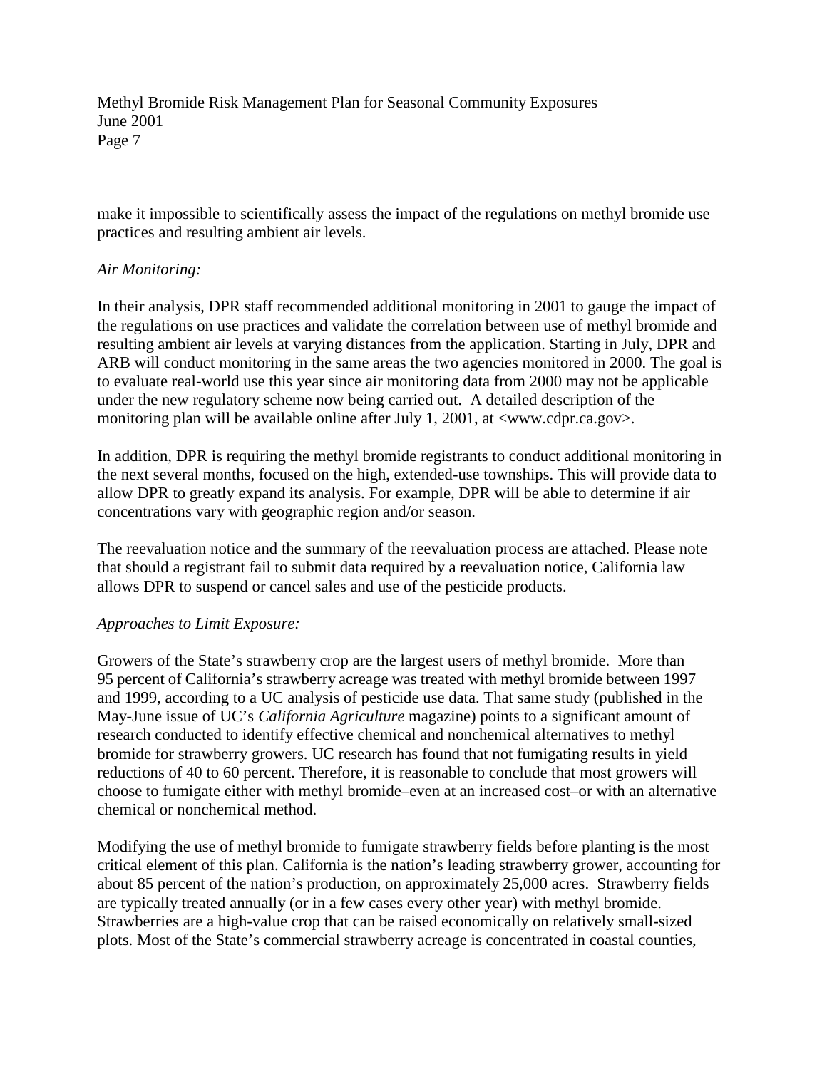make it impossible to scientifically assess the impact of the regulations on methyl bromide use practices and resulting ambient air levels.

*Air Monitoring:*

In their analysis, DPR staff recommended additional monitoring in 2001 to gauge the impact of the regulations on use practices and validate the correlation between use of methyl bromide and resulting ambient air levels at varying distances from the application. Starting in July, DPR and ARB will conduct monitoring in the same areas the two agencies monitored in 2000. The goal is to evaluate real-world use this year since air monitoring data from 2000 may not be applicable under the new regulatory scheme now being carried out. A detailed description of the monitoring plan will be available online after July 1, 2001, at <www.cdpr.ca.gov>.

In addition, DPR is requiring the methyl bromide registrants to conduct additional monitoring in the next several months, focused on the high, extended-use townships. This will provide data to allow DPR to greatly expand its analysis. For example, DPR will be able to determine if air concentrations vary with geographic region and/or season.

The reevaluation notice and the summary of the reevaluation process are attached. Please note that should a registrant fail to submit data required by a reevaluation notice, California law allows DPR to suspend or cancel sales and use of the pesticide products.

*Approaches to Limit Exposure:*

Growers of the State's strawberry crop are the largest users of methyl bromide. More than 95 percent of California's strawberry acreage was treated with methyl bromide between 1997 and 1999, according to a UC analysis of pesticide use data. That same study (published in the May-June issue of UC's *California Agriculture* magazine) points to a significant amount of research conducted to identify effective chemical and nonchemical alternatives to methyl bromide for strawberry growers. UC research has found that not fumigating results in yield reductions of 40 to 60 percent. Therefore, it is reasonable to conclude that most growers will choose to fumigate either with methyl bromide–even at an increased cost–or with an alternative chemical or nonchemical method.

Modifying the use of methyl bromide to fumigate strawberry fields before planting is the most critical element of this plan. California is the nation's leading strawberry grower, accounting for about 85 percent of the nation's production, on approximately 25,000 acres. Strawberry fields are typically treated annually (or in a few cases every other year) with methyl bromide. Strawberries are a high-value crop that can be raised economically on relatively small-sized plots. Most of the State's commercial strawberry acreage is concentrated in coastal counties,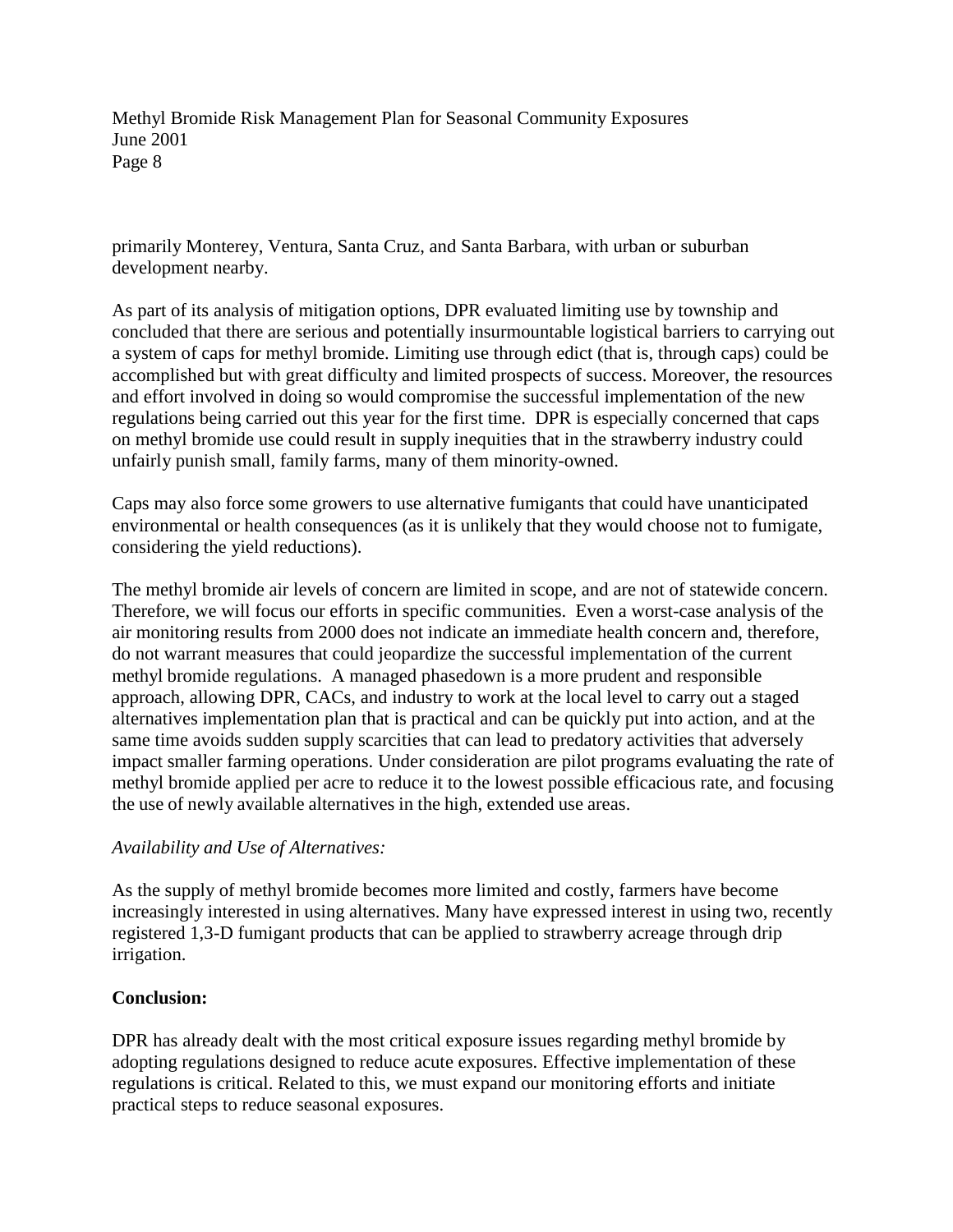primarily Monterey, Ventura, Santa Cruz, and Santa Barbara, with urban or suburban development nearby.

As part of its analysis of mitigation options, DPR evaluated limiting use by township and concluded that there are serious and potentially insurmountable logistical barriers to carrying out a system of caps for methyl bromide. Limiting use through edict (that is, through caps) could be accomplished but with great difficulty and limited prospects of success. Moreover, the resources and effort involved in doing so would compromise the successful implementation of the new regulations being carried out this year for the first time. DPR is especially concerned that caps on methyl bromide use could result in supply inequities that in the strawberry industry could unfairly punish small, family farms, many of them minority-owned.

Caps may also force some growers to use alternative fumigants that could have unanticipated environmental or health consequences (as it is unlikely that they would choose not to fumigate, considering the yield reductions).

The methyl bromide air levels of concern are limited in scope, and are not of statewide concern. Therefore, we will focus our efforts in specific communities. Even a worst-case analysis of the air monitoring results from 2000 does not indicate an immediate health concern and, therefore, do not warrant measures that could jeopardize the successful implementation of the current methyl bromide regulations. A managed phasedown is a more prudent and responsible approach, allowing DPR, CACs, and industry to work at the local level to carry out a staged alternatives implementation plan that is practical and can be quickly put into action, and at the same time avoids sudden supply scarcities that can lead to predatory activities that adversely impact smaller farming operations. Under consideration are pilot programs evaluating the rate of methyl bromide applied per acre to reduce it to the lowest possible efficacious rate, and focusing the use of newly available alternatives in the high, extended use areas.

*Availability and Use of Alternatives:*

As the supply of methyl bromide becomes more limited and costly, farmers have become increasingly interested in using alternatives. Many have expressed interest in using two, recently registered 1,3-D fumigant products that can be applied to strawberry acreage through drip irrigation.

**Conclusion:**

DPR has already dealt with the most critical exposure issues regarding methyl bromide by adopting regulations designed to reduce acute exposures. Effective implementation of these regulations is critical. Related to this, we must expand our monitoring efforts and initiate practical steps to reduce seasonal exposures.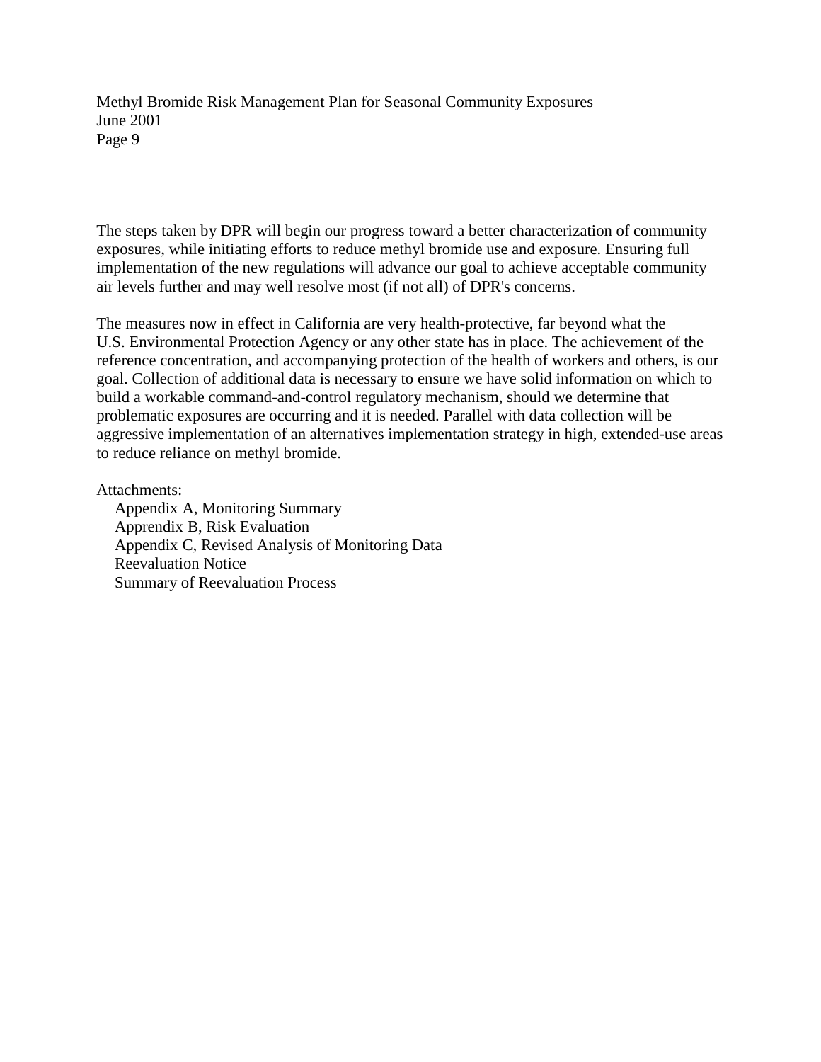The steps taken by DPR will begin our progress toward a better characterization of community exposures, while initiating efforts to reduce methyl bromide use and exposure. Ensuring full implementation of the new regulations will advance our goal to achieve acceptable community air levels further and may well resolve most (if not all) of DPR's concerns.

The measures now in effect in California are very health-protective, far beyond what the U.S. Environmental Protection Agency or any other state has in place. The achievement of the reference concentration, and accompanying protection of the health of workers and others, is our goal. Collection of additional data is necessary to ensure we have solid information on which to build a workable command-and-control regulatory mechanism, should we determine that problematic exposures are occurring and it is needed. Parallel with data collection will be aggressive implementation of an alternatives implementation strategy in high, extended-use areas to reduce reliance on methyl bromide.

Attachments:

- Appendix A, Monitoring Summary
- Apprendix B, Risk Evaluation
- Appendix C, Revised Analysis of Monitoring Data
- Reevaluation Notice
- Summary of Reevaluation Process